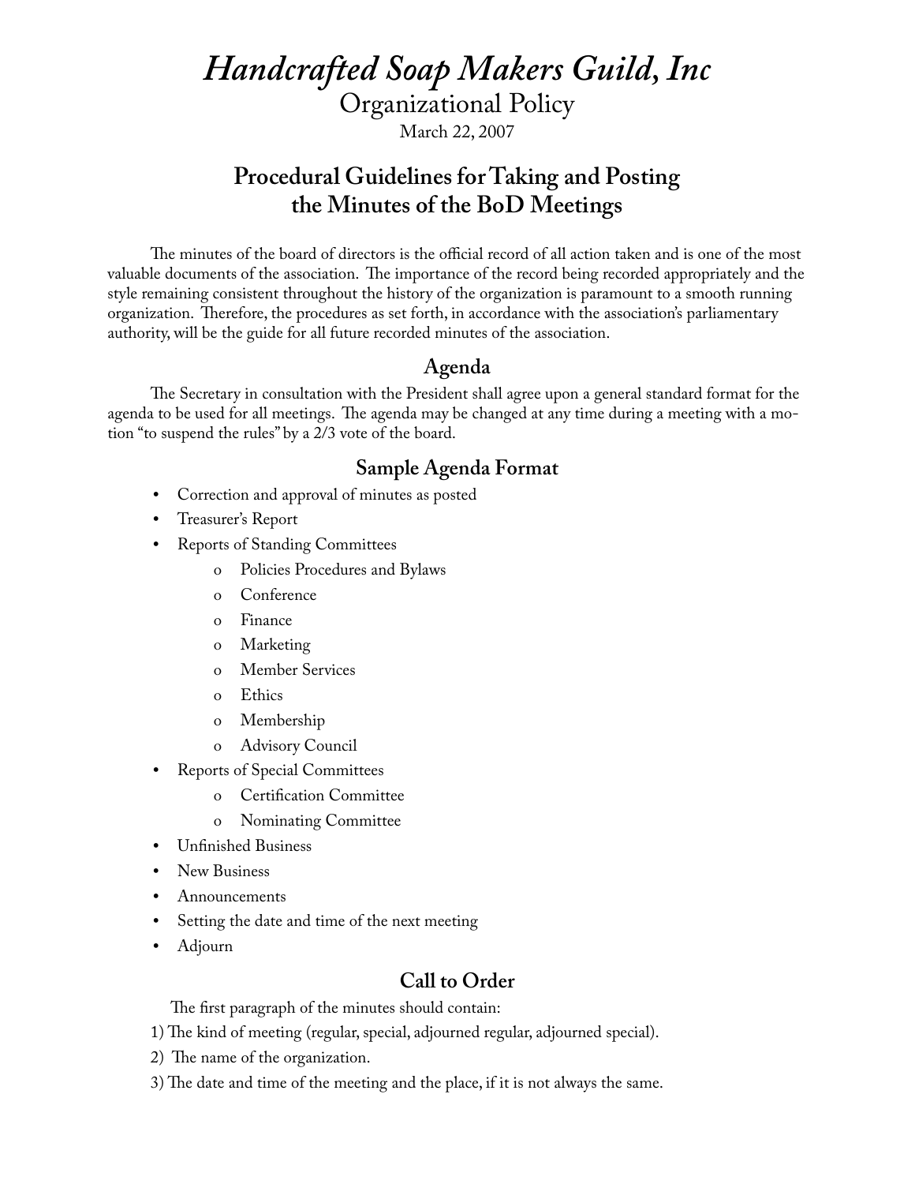# *Handcrafted Soap Makers Guild, Inc*

Organizational Policy

March 22, 2007

## Procedural Guidelines for Taking and Posting the Minutes of the BoD Meetings

The minutes of the board of directors is the official record of all action taken and is one of the most valuable documents of the association. The importance of the record being recorded appropriately and the style remaining consistent throughout the history of the organization is paramount to a smooth running organization. Therefore, the procedures as set forth, in accordance with the association's parliamentary authority, will be the guide for all future recorded minutes of the association.

### Agenda

The Secretary in consultation with the President shall agree upon a general standard format for the agenda to be used for all meetings. The agenda may be changed at any time during a meeting with a motion "to suspend the rules" by a 2/3 vote of the board.

### Sample Agenda Format

- Correction and approval of minutes as posted
- Treasurer's Report
- Reports of Standing Committees
  - Policies Procedures and Bylaws
  - Conference
  - Finance
  - Marketing
  - Member Services
  - Ethics
  - Membership
  - Advisory Council
- Reports of Special Committees
  - Certification Committee
  - Nominating Committee
- Unfinished Business
- New Business
- Announcements
- Setting the date and time of the next meeting
- Adjourn

### Call to Order

The first paragraph of the minutes should contain:

1) The kind of meeting (regular, special, adjourned regular, adjourned special).

2) The name of the organization.

3) The date and time of the meeting and the place, if it is not always the same.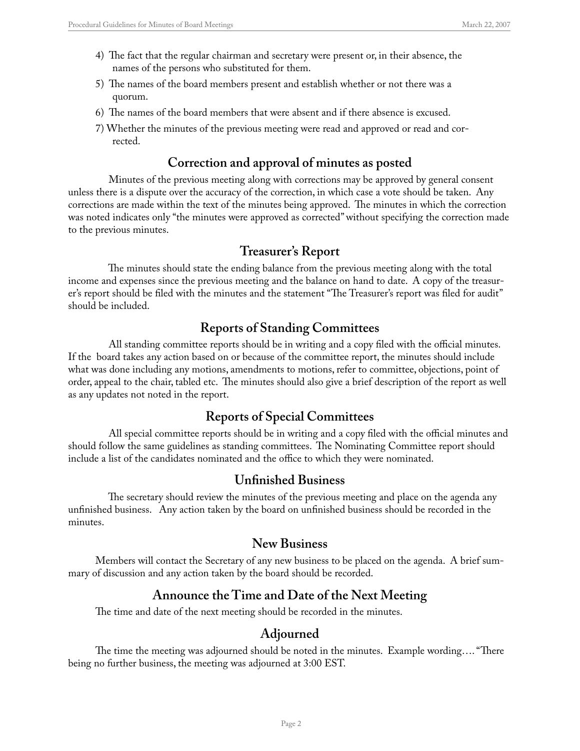4) The fact that the regular chairman and secretary were present or, in their absence, the names of the persons who substituted for them.
5) The names of the board members present and establish whether or not there was a quorum.
6) The names of the board members that were absent and if there absence is excused.
7) Whether the minutes of the previous meeting were read and approved or read and corrected.

## Correction and approval of minutes as posted

Minutes of the previous meeting along with corrections may be approved by general consent unless there is a dispute over the accuracy of the correction, in which case a vote should be taken. Any corrections are made within the text of the minutes being approved. The minutes in which the correction was noted indicates only "the minutes were approved as corrected" without specifying the correction made to the previous minutes.

## Treasurer's Report

The minutes should state the ending balance from the previous meeting along with the total income and expenses since the previous meeting and the balance on hand to date. A copy of the treasurer's report should be filed with the minutes and the statement "The Treasurer's report was filed for audit" should be included.

## Reports of Standing Committees

All standing committee reports should be in writing and a copy filed with the official minutes. If the board takes any action based on or because of the committee report, the minutes should include what was done including any motions, amendments to motions, refer to committee, objections, point of order, appeal to the chair, tabled etc. The minutes should also give a brief description of the report as well as any updates not noted in the report.

## Reports of Special Committees

All special committee reports should be in writing and a copy filed with the official minutes and should follow the same guidelines as standing committees. The Nominating Committee report should include a list of the candidates nominated and the office to which they were nominated.

## Unfinished Business

The secretary should review the minutes of the previous meeting and place on the agenda any unfinished business. Any action taken by the board on unfinished business should be recorded in the minutes.

## New Business

Members will contact the Secretary of any new business to be placed on the agenda. A brief summary of discussion and any action taken by the board should be recorded.

## Announce the Time and Date of the Next Meeting

The time and date of the next meeting should be recorded in the minutes.

## Adjourned

The time the meeting was adjourned should be noted in the minutes. Example wording…. "There being no further business, the meeting was adjourned at 3:00 EST.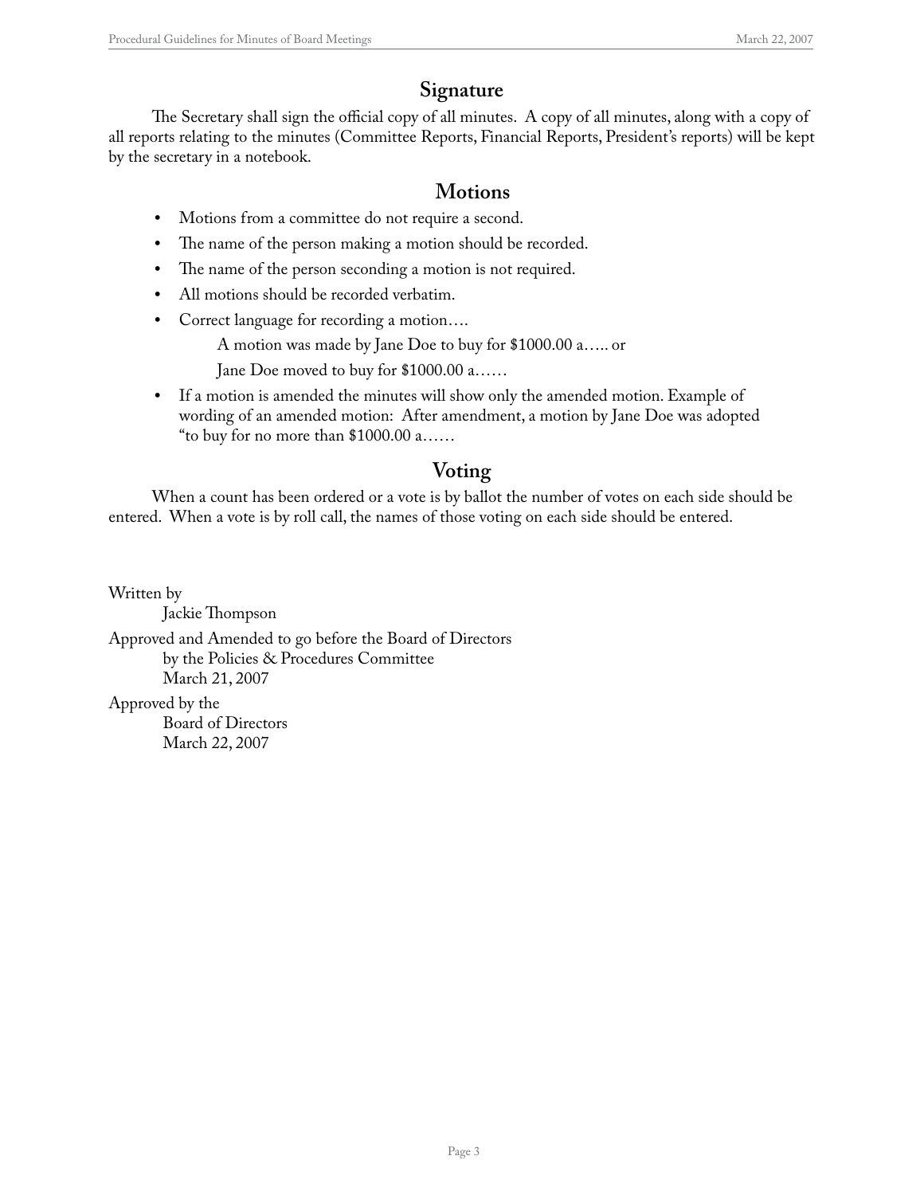## Signature

The Secretary shall sign the official copy of all minutes. A copy of all minutes, along with a copy of all reports relating to the minutes (Committee Reports, Financial Reports, President's reports) will be kept by the secretary in a notebook.

## Motions

- Motions from a committee do not require a second.
- The name of the person making a motion should be recorded.
- The name of the person seconding a motion is not required.
- All motions should be recorded verbatim.
- Correct language for recording a motion….

  A motion was made by Jane Doe to buy for $1000.00 a….. or

  Jane Doe moved to buy for $1000.00 a……
- If a motion is amended the minutes will show only the amended motion. Example of wording of an amended motion: After amendment, a motion by Jane Doe was adopted "to buy for no more than $1000.00 a……

## Voting

When a count has been ordered or a vote is by ballot the number of votes on each side should be entered. When a vote is by roll call, the names of those voting on each side should be entered.

Written by
Jackie Thompson

Approved and Amended to go before the Board of Directors
by the Policies & Procedures Committee
March 21, 2007

Approved by the
Board of Directors
March 22, 2007